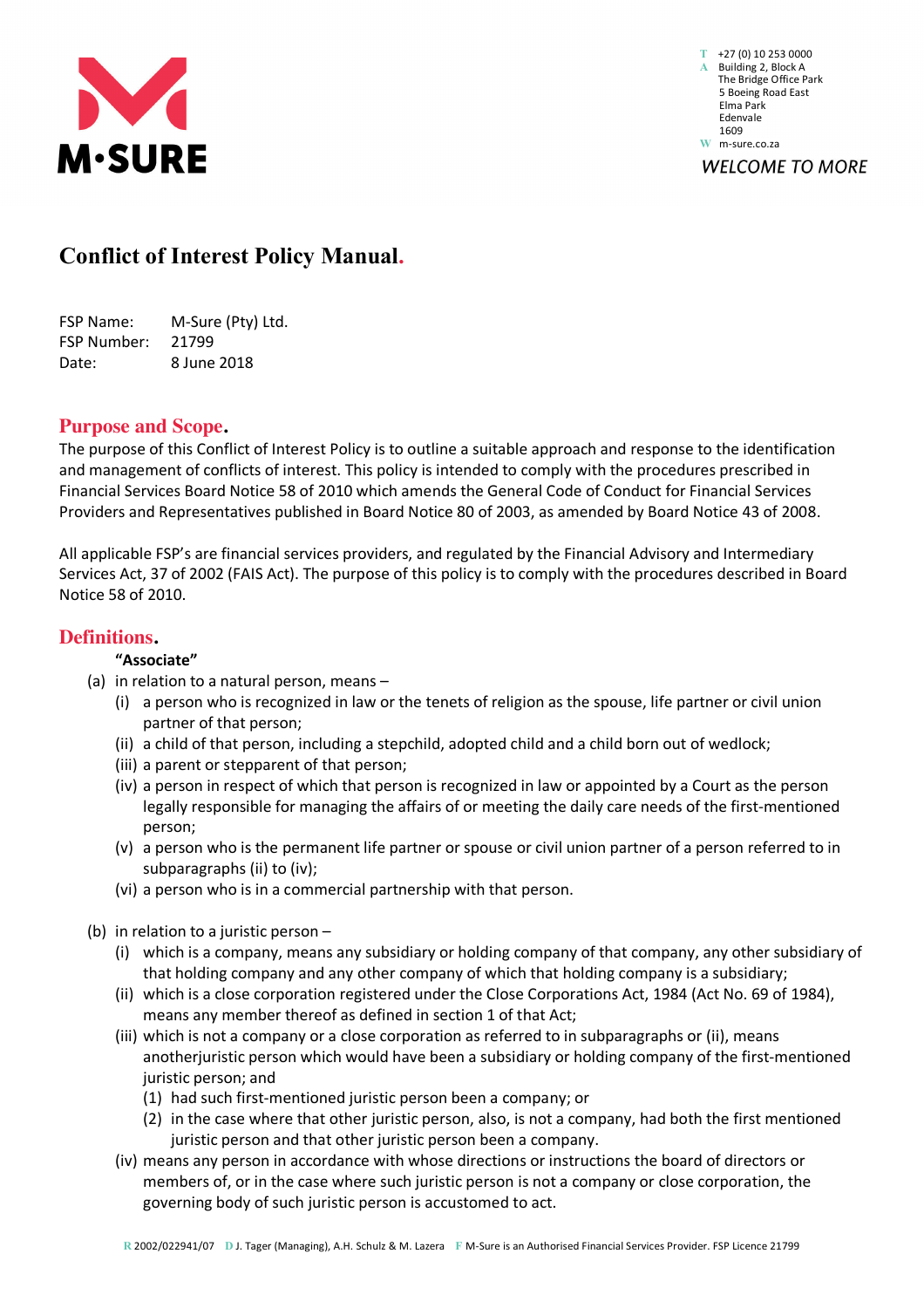M·SURE

T +27 (0) 10 253 0000
A Building 2, Block A
The Bridge Office Park
5 Boeing Road East
Elma Park
Edenvale
1609
W m-sure.co.za

*WELCOME TO MORE*

# Conflict of Interest Policy Manual.

FSP Name: M-Sure (Pty) Ltd.
FSP Number: 21799
Date: 8 June 2018

## Purpose and Scope.

The purpose of this Conflict of Interest Policy is to outline a suitable approach and response to the identification and management of conflicts of interest. This policy is intended to comply with the procedures prescribed in Financial Services Board Notice 58 of 2010 which amends the General Code of Conduct for Financial Services Providers and Representatives published in Board Notice 80 of 2003, as amended by Board Notice 43 of 2008.

All applicable FSP's are financial services providers, and regulated by the Financial Advisory and Intermediary Services Act, 37 of 2002 (FAIS Act). The purpose of this policy is to comply with the procedures described in Board Notice 58 of 2010.

## Definitions.

**"Associate"**

(a) in relation to a natural person, means –
  (i) a person who is recognized in law or the tenets of religion as the spouse, life partner or civil union partner of that person;
  (ii) a child of that person, including a stepchild, adopted child and a child born out of wedlock;
  (iii) a parent or stepparent of that person;
  (iv) a person in respect of which that person is recognized in law or appointed by a Court as the person legally responsible for managing the affairs of or meeting the daily care needs of the first-mentioned person;
  (v) a person who is the permanent life partner or spouse or civil union partner of a person referred to in subparagraphs (ii) to (iv);
  (vi) a person who is in a commercial partnership with that person.

(b) in relation to a juristic person –
  (i) which is a company, means any subsidiary or holding company of that company, any other subsidiary of that holding company and any other company of which that holding company is a subsidiary;
  (ii) which is a close corporation registered under the Close Corporations Act, 1984 (Act No. 69 of 1984), means any member thereof as defined in section 1 of that Act;
  (iii) which is not a company or a close corporation as referred to in subparagraphs or (ii), means anotherjuristic person which would have been a subsidiary or holding company of the first-mentioned juristic person; and
    (1) had such first-mentioned juristic person been a company; or
    (2) in the case where that other juristic person, also, is not a company, had both the first mentioned juristic person and that other juristic person been a company.
  (iv) means any person in accordance with whose directions or instructions the board of directors or members of, or in the case where such juristic person is not a company or close corporation, the governing body of such juristic person is accustomed to act.

R 2002/022941/07 D J. Tager (Managing), A.H. Schulz & M. Lazera F M-Sure is an Authorised Financial Services Provider. FSP Licence 21799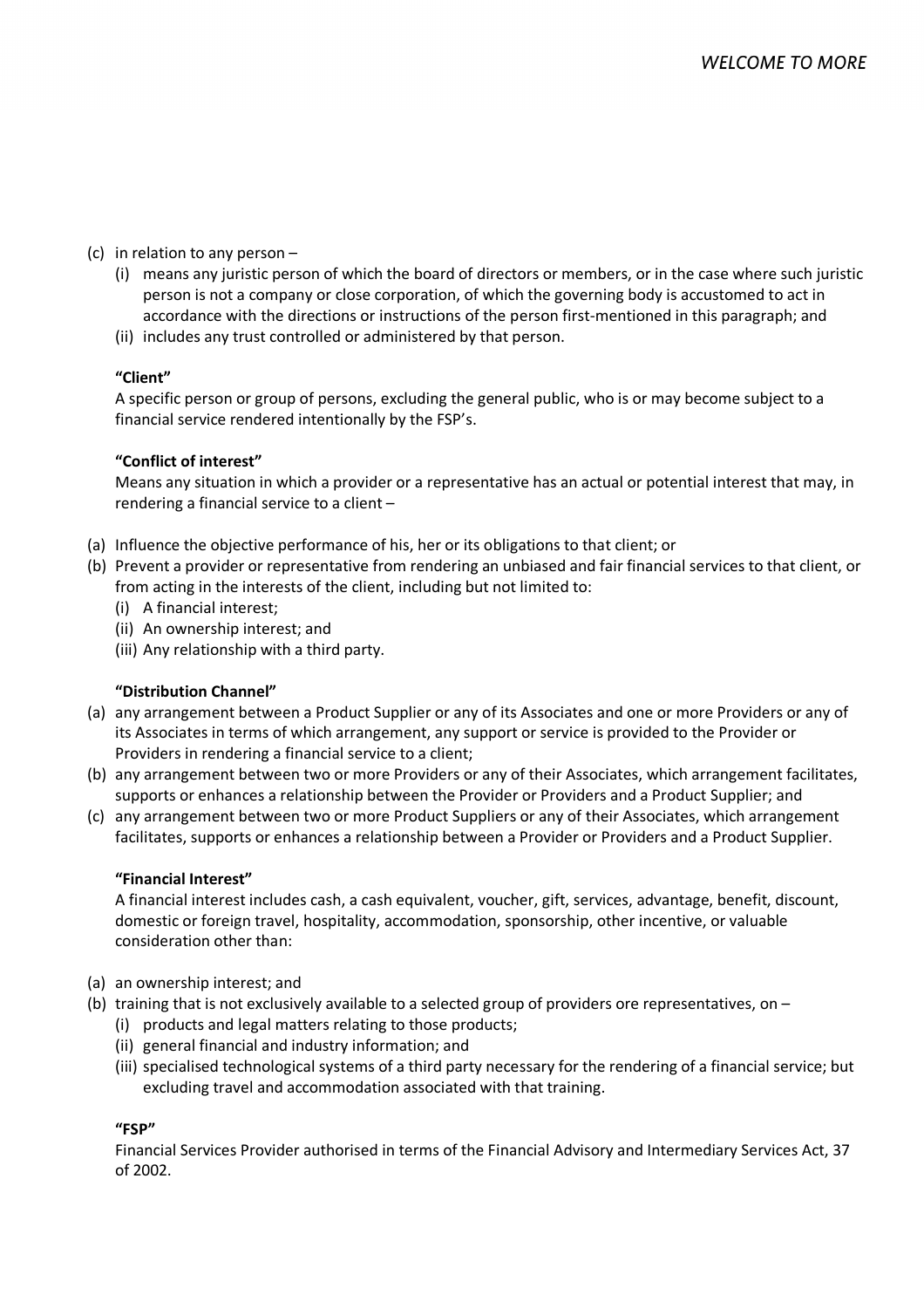(c) in relation to any person –
   (i) means any juristic person of which the board of directors or members, or in the case where such juristic person is not a company or close corporation, of which the governing body is accustomed to act in accordance with the directions or instructions of the person first-mentioned in this paragraph; and
   (ii) includes any trust controlled or administered by that person.

**"Client"**
A specific person or group of persons, excluding the general public, who is or may become subject to a financial service rendered intentionally by the FSP's.

**"Conflict of interest"**
Means any situation in which a provider or a representative has an actual or potential interest that may, in rendering a financial service to a client –

(a) Influence the objective performance of his, her or its obligations to that client; or
(b) Prevent a provider or representative from rendering an unbiased and fair financial services to that client, or from acting in the interests of the client, including but not limited to:
   (i) A financial interest;
   (ii) An ownership interest; and
   (iii) Any relationship with a third party.

**"Distribution Channel"**
(a) any arrangement between a Product Supplier or any of its Associates and one or more Providers or any of its Associates in terms of which arrangement, any support or service is provided to the Provider or Providers in rendering a financial service to a client;
(b) any arrangement between two or more Providers or any of their Associates, which arrangement facilitates, supports or enhances a relationship between the Provider or Providers and a Product Supplier; and
(c) any arrangement between two or more Product Suppliers or any of their Associates, which arrangement facilitates, supports or enhances a relationship between a Provider or Providers and a Product Supplier.

**"Financial Interest"**
A financial interest includes cash, a cash equivalent, voucher, gift, services, advantage, benefit, discount, domestic or foreign travel, hospitality, accommodation, sponsorship, other incentive, or valuable consideration other than:

(a) an ownership interest; and
(b) training that is not exclusively available to a selected group of providers ore representatives, on –
   (i) products and legal matters relating to those products;
   (ii) general financial and industry information; and
   (iii) specialised technological systems of a third party necessary for the rendering of a financial service; but excluding travel and accommodation associated with that training.

**"FSP"**
Financial Services Provider authorised in terms of the Financial Advisory and Intermediary Services Act, 37 of 2002.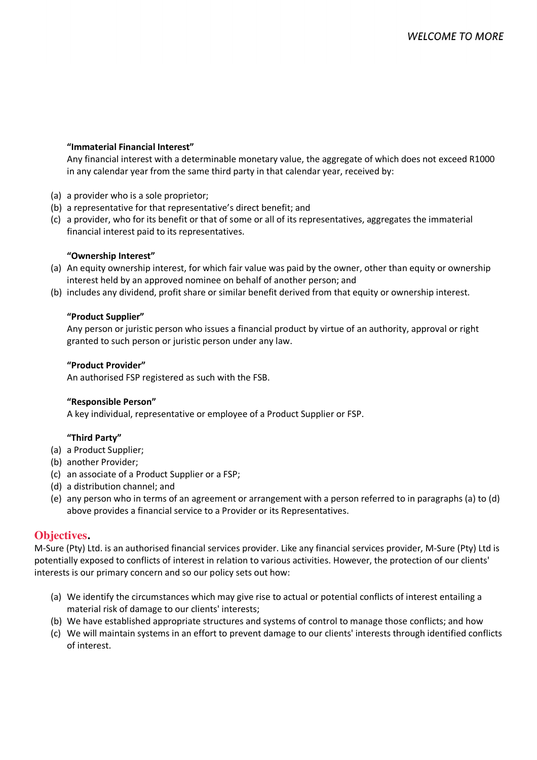**"Immaterial Financial Interest"**

Any financial interest with a determinable monetary value, the aggregate of which does not exceed R1000 in any calendar year from the same third party in that calendar year, received by:

(a) a provider who is a sole proprietor;
(b) a representative for that representative's direct benefit; and
(c) a provider, who for its benefit or that of some or all of its representatives, aggregates the immaterial financial interest paid to its representatives.

**"Ownership Interest"**

(a) An equity ownership interest, for which fair value was paid by the owner, other than equity or ownership interest held by an approved nominee on behalf of another person; and
(b) includes any dividend, profit share or similar benefit derived from that equity or ownership interest.

**"Product Supplier"**

Any person or juristic person who issues a financial product by virtue of an authority, approval or right granted to such person or juristic person under any law.

**"Product Provider"**

An authorised FSP registered as such with the FSB.

**"Responsible Person"**

A key individual, representative or employee of a Product Supplier or FSP.

**"Third Party"**

(a) a Product Supplier;
(b) another Provider;
(c) an associate of a Product Supplier or a FSP;
(d) a distribution channel; and
(e) any person who in terms of an agreement or arrangement with a person referred to in paragraphs (a) to (d) above provides a financial service to a Provider or its Representatives.

## Objectives.

M-Sure (Pty) Ltd. is an authorised financial services provider. Like any financial services provider, M-Sure (Pty) Ltd is potentially exposed to conflicts of interest in relation to various activities. However, the protection of our clients' interests is our primary concern and so our policy sets out how:

(a) We identify the circumstances which may give rise to actual or potential conflicts of interest entailing a material risk of damage to our clients' interests;
(b) We have established appropriate structures and systems of control to manage those conflicts; and how
(c) We will maintain systems in an effort to prevent damage to our clients' interests through identified conflicts of interest.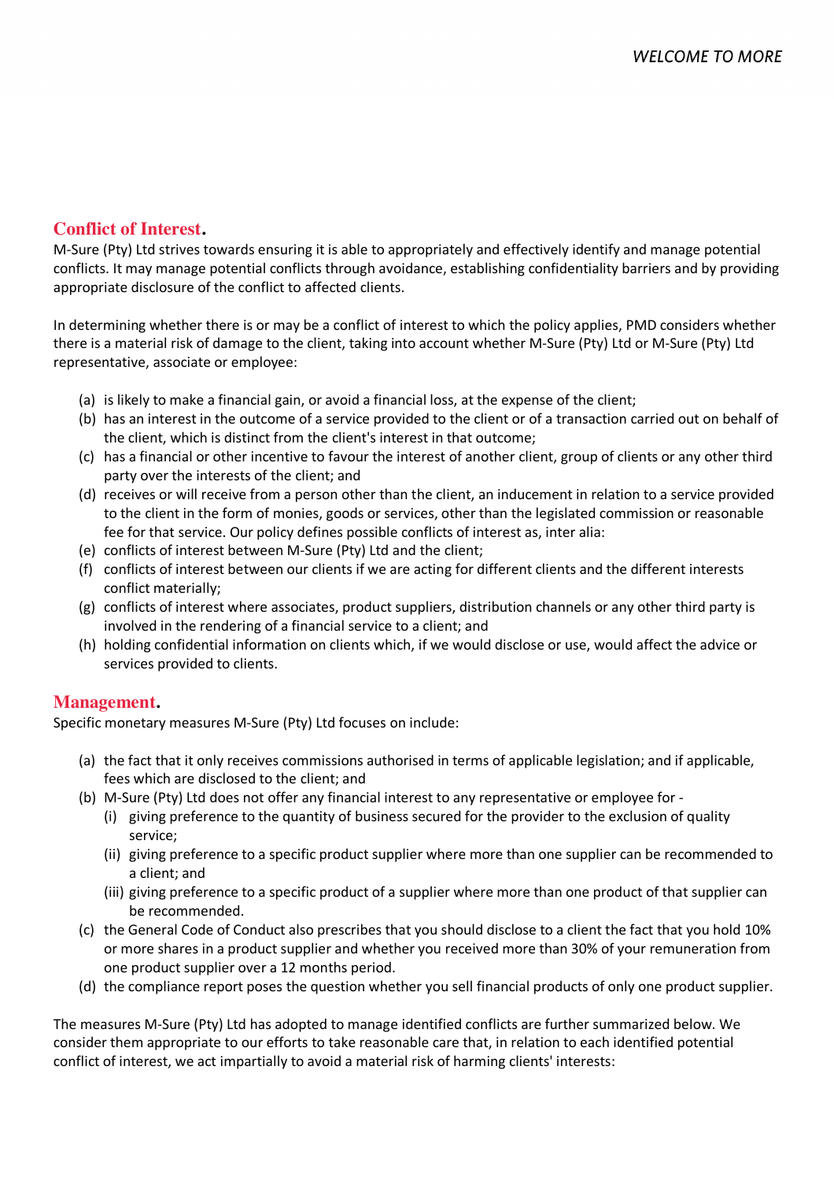## Conflict of Interest.

M-Sure (Pty) Ltd strives towards ensuring it is able to appropriately and effectively identify and manage potential conflicts. It may manage potential conflicts through avoidance, establishing confidentiality barriers and by providing appropriate disclosure of the conflict to affected clients.

In determining whether there is or may be a conflict of interest to which the policy applies, PMD considers whether there is a material risk of damage to the client, taking into account whether M-Sure (Pty) Ltd or M-Sure (Pty) Ltd representative, associate or employee:

(a) is likely to make a financial gain, or avoid a financial loss, at the expense of the client;
(b) has an interest in the outcome of a service provided to the client or of a transaction carried out on behalf of the client, which is distinct from the client's interest in that outcome;
(c) has a financial or other incentive to favour the interest of another client, group of clients or any other third party over the interests of the client; and
(d) receives or will receive from a person other than the client, an inducement in relation to a service provided to the client in the form of monies, goods or services, other than the legislated commission or reasonable fee for that service. Our policy defines possible conflicts of interest as, inter alia:
(e) conflicts of interest between M-Sure (Pty) Ltd and the client;
(f) conflicts of interest between our clients if we are acting for different clients and the different interests conflict materially;
(g) conflicts of interest where associates, product suppliers, distribution channels or any other third party is involved in the rendering of a financial service to a client; and
(h) holding confidential information on clients which, if we would disclose or use, would affect the advice or services provided to clients.

## Management.

Specific monetary measures M-Sure (Pty) Ltd focuses on include:

(a) the fact that it only receives commissions authorised in terms of applicable legislation; and if applicable, fees which are disclosed to the client; and
(b) M-Sure (Pty) Ltd does not offer any financial interest to any representative or employee for -
  (i) giving preference to the quantity of business secured for the provider to the exclusion of quality service;
  (ii) giving preference to a specific product supplier where more than one supplier can be recommended to a client; and
  (iii) giving preference to a specific product of a supplier where more than one product of that supplier can be recommended.
(c) the General Code of Conduct also prescribes that you should disclose to a client the fact that you hold 10% or more shares in a product supplier and whether you received more than 30% of your remuneration from one product supplier over a 12 months period.
(d) the compliance report poses the question whether you sell financial products of only one product supplier.

The measures M-Sure (Pty) Ltd has adopted to manage identified conflicts are further summarized below. We consider them appropriate to our efforts to take reasonable care that, in relation to each identified potential conflict of interest, we act impartially to avoid a material risk of harming clients' interests: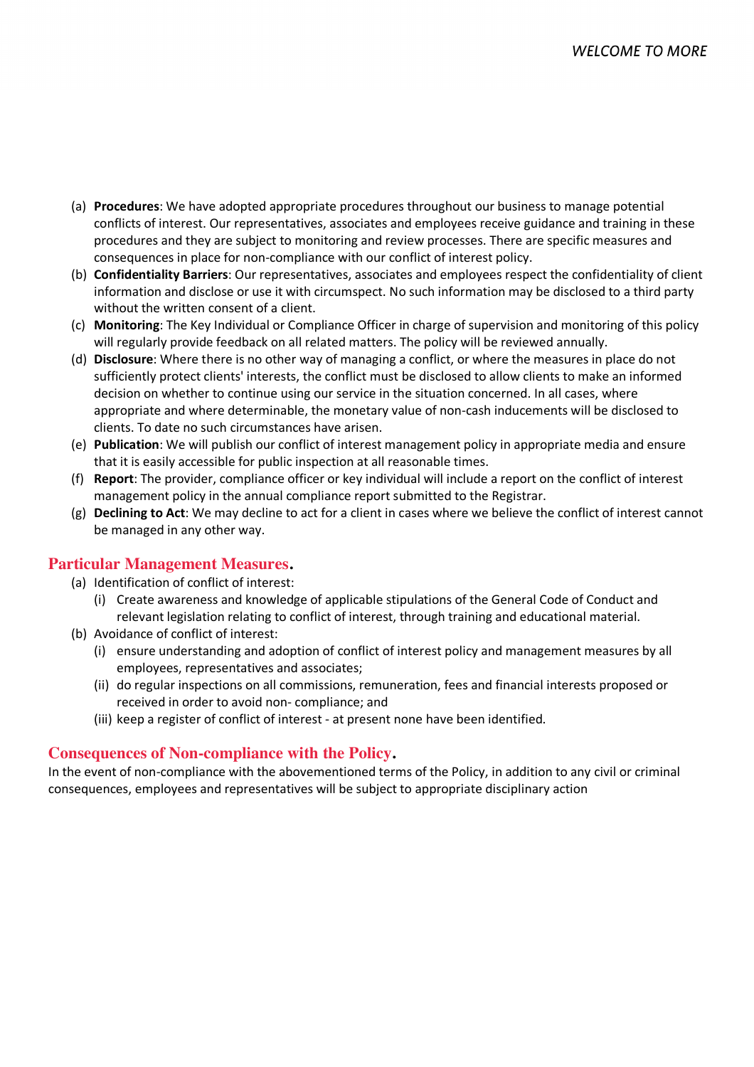(a) **Procedures**: We have adopted appropriate procedures throughout our business to manage potential conflicts of interest. Our representatives, associates and employees receive guidance and training in these procedures and they are subject to monitoring and review processes. There are specific measures and consequences in place for non-compliance with our conflict of interest policy.

(b) **Confidentiality Barriers**: Our representatives, associates and employees respect the confidentiality of client information and disclose or use it with circumspect. No such information may be disclosed to a third party without the written consent of a client.

(c) **Monitoring**: The Key Individual or Compliance Officer in charge of supervision and monitoring of this policy will regularly provide feedback on all related matters. The policy will be reviewed annually.

(d) **Disclosure**: Where there is no other way of managing a conflict, or where the measures in place do not sufficiently protect clients' interests, the conflict must be disclosed to allow clients to make an informed decision on whether to continue using our service in the situation concerned. In all cases, where appropriate and where determinable, the monetary value of non-cash inducements will be disclosed to clients. To date no such circumstances have arisen.

(e) **Publication**: We will publish our conflict of interest management policy in appropriate media and ensure that it is easily accessible for public inspection at all reasonable times.

(f) **Report**: The provider, compliance officer or key individual will include a report on the conflict of interest management policy in the annual compliance report submitted to the Registrar.

(g) **Declining to Act**: We may decline to act for a client in cases where we believe the conflict of interest cannot be managed in any other way.

## Particular Management Measures.

(a) Identification of conflict of interest:
   - (i) Create awareness and knowledge of applicable stipulations of the General Code of Conduct and relevant legislation relating to conflict of interest, through training and educational material.

(b) Avoidance of conflict of interest:
   - (i) ensure understanding and adoption of conflict of interest policy and management measures by all employees, representatives and associates;
   - (ii) do regular inspections on all commissions, remuneration, fees and financial interests proposed or received in order to avoid non- compliance; and
   - (iii) keep a register of conflict of interest - at present none have been identified.

## Consequences of Non-compliance with the Policy.

In the event of non-compliance with the abovementioned terms of the Policy, in addition to any civil or criminal consequences, employees and representatives will be subject to appropriate disciplinary action